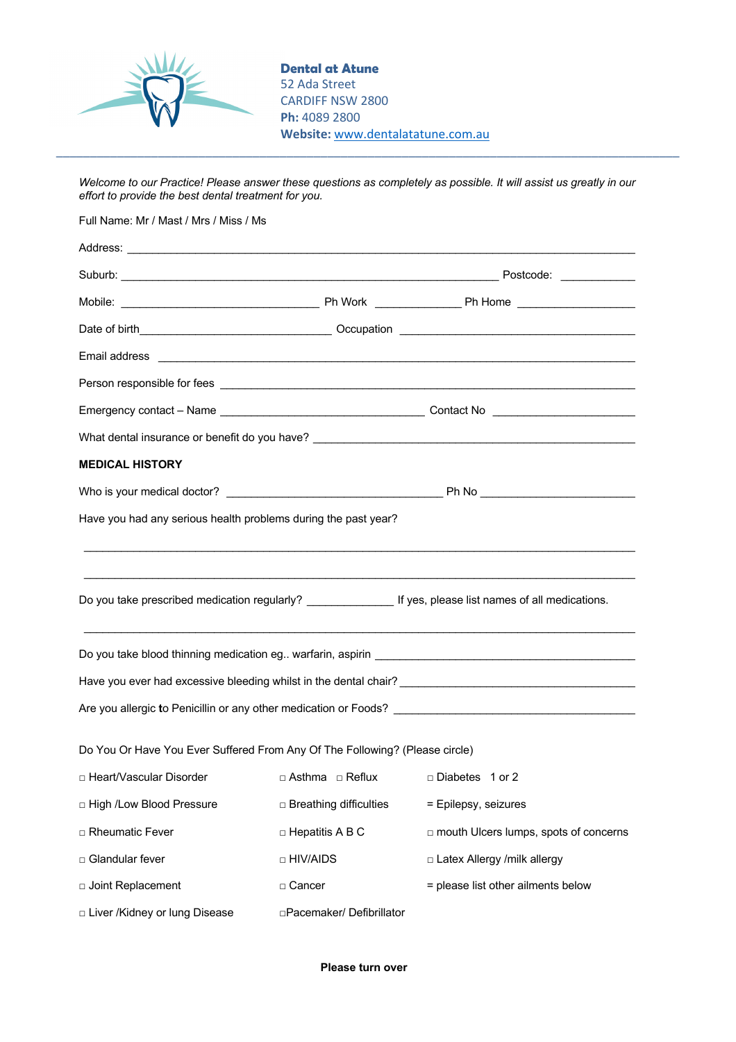**Dental at Atune**
52 Ada Street
CARDIFF NSW 2800
**Ph:** 4089 2800
**Website:** www.dentalatatune.com.au

---

*Welcome to our Practice! Please answer these questions as completely as possible. It will assist us greatly in our effort to provide the best dental treatment for you.*

Full Name: Mr / Mast / Mrs / Miss / Ms

Address: ______________________________________________________________________________

Suburb: _______________________________________________________________ Postcode: ___________

Mobile: ________________________________ Ph Work _____________ Ph Home ___________________

Date of birth______________________________ Occupation ______________________________________

Email address _________________________________________________________________________

Person responsible for fees _____________________________________________________________

Emergency contact – Name _________________________________ Contact No ______________________

What dental insurance or benefit do you have? _______________________________________________

**MEDICAL HISTORY**

Who is your medical doctor? ___________________________________ Ph No _________________________

Have you had any serious health problems during the past year?

______________________________________________________________________________________

______________________________________________________________________________________

Do you take prescribed medication regularly? ______________ If yes, please list names of all medications.

______________________________________________________________________________________

Do you take blood thinning medication eg.. warfarin, aspirin ___________________________________________

Have you ever had excessive bleeding whilst in the dental chair? _____________________________________

Are you allergic to Penicillin or any other medication or Foods? _____________________________________

Do You Or Have You Ever Suffered From Any Of The Following? (Please circle)

| | | |
|---|---|---|
| □ Heart/Vascular Disorder | □ Asthma □ Reflux | □ Diabetes 1 or 2 |
| □ High /Low Blood Pressure | □ Breathing difficulties | = Epilepsy, seizures |
| □ Rheumatic Fever | □ Hepatitis A B C | □ mouth Ulcers lumps, spots of concerns |
| □ Glandular fever | □ HIV/AIDS | □ Latex Allergy /milk allergy |
| □ Joint Replacement | □ Cancer | = please list other ailments below |
| □ Liver /Kidney or lung Disease | □Pacemaker/ Defibrillator | |

**Please turn over**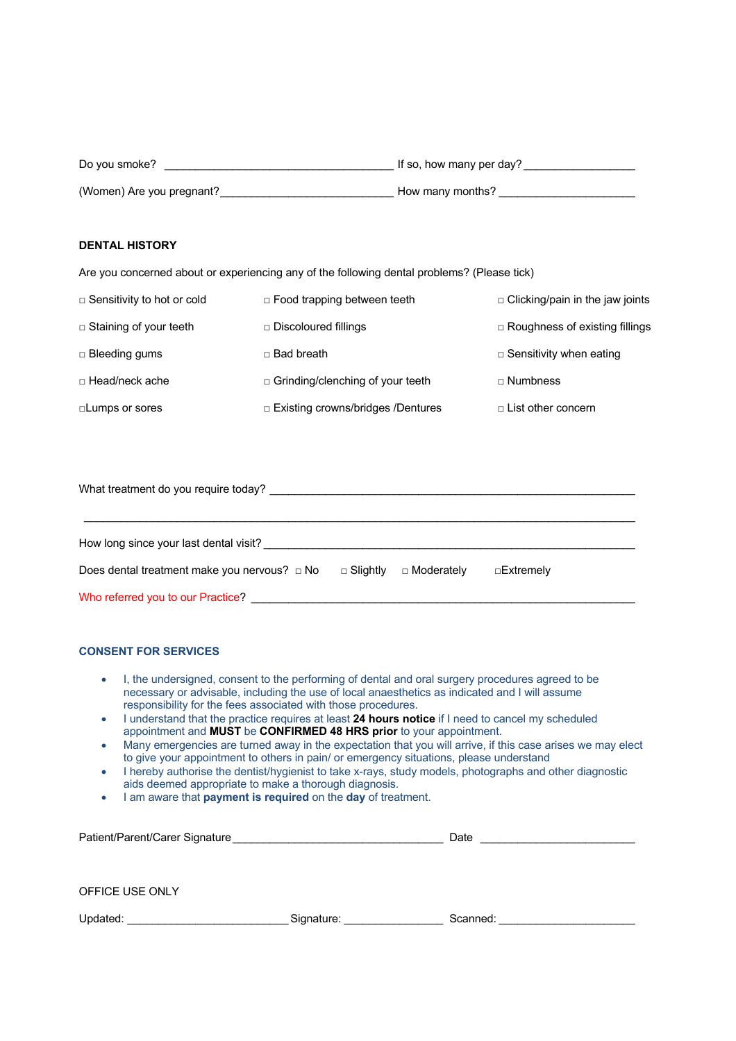Do you smoke? ______________________________________ If so, how many per day? __________________

(Women) Are you pregnant? ____________________________ How many months? ______________________

**DENTAL HISTORY**

Are you concerned about or experiencing any of the following dental problems? (Please tick)

| | | |
|---|---|---|
| □ Sensitivity to hot or cold | □ Food trapping between teeth | □ Clicking/pain in the jaw joints |
| □ Staining of your teeth | □ Discoloured fillings | □ Roughness of existing fillings |
| □ Bleeding gums | □ Bad breath | □ Sensitivity when eating |
| □ Head/neck ache | □ Grinding/clenching of your teeth | □ Numbness |
| □Lumps or sores | □ Existing crowns/bridges /Dentures | □ List other concern |

What treatment do you require today? ____________________________________________________________

_____________________________________________________________________________________

How long since your last dental visit? ____________________________________________________________

Does dental treatment make you nervous? □ No □ Slightly □ Moderately □Extremely

Who referred you to our Practice? _______________________________________________________________

**CONSENT FOR SERVICES**

- I, the undersigned, consent to the performing of dental and oral surgery procedures agreed to be necessary or advisable, including the use of local anaesthetics as indicated and I will assume responsibility for the fees associated with those procedures.
- I understand that the practice requires at least **24 hours notice** if I need to cancel my scheduled appointment and **MUST** be **CONFIRMED 48 HRS prior** to your appointment.
- Many emergencies are turned away in the expectation that you will arrive, if this case arises we may elect to give your appointment to others in pain/ or emergency situations, please understand
- I hereby authorise the dentist/hygienist to take x-rays, study models, photographs and other diagnostic aids deemed appropriate to make a thorough diagnosis.
- I am aware that **payment is required** on the **day** of treatment.

Patient/Parent/Carer Signature_________________________________ Date ________________________

OFFICE USE ONLY

Updated: __________________________ Signature: ________________ Scanned: ______________________